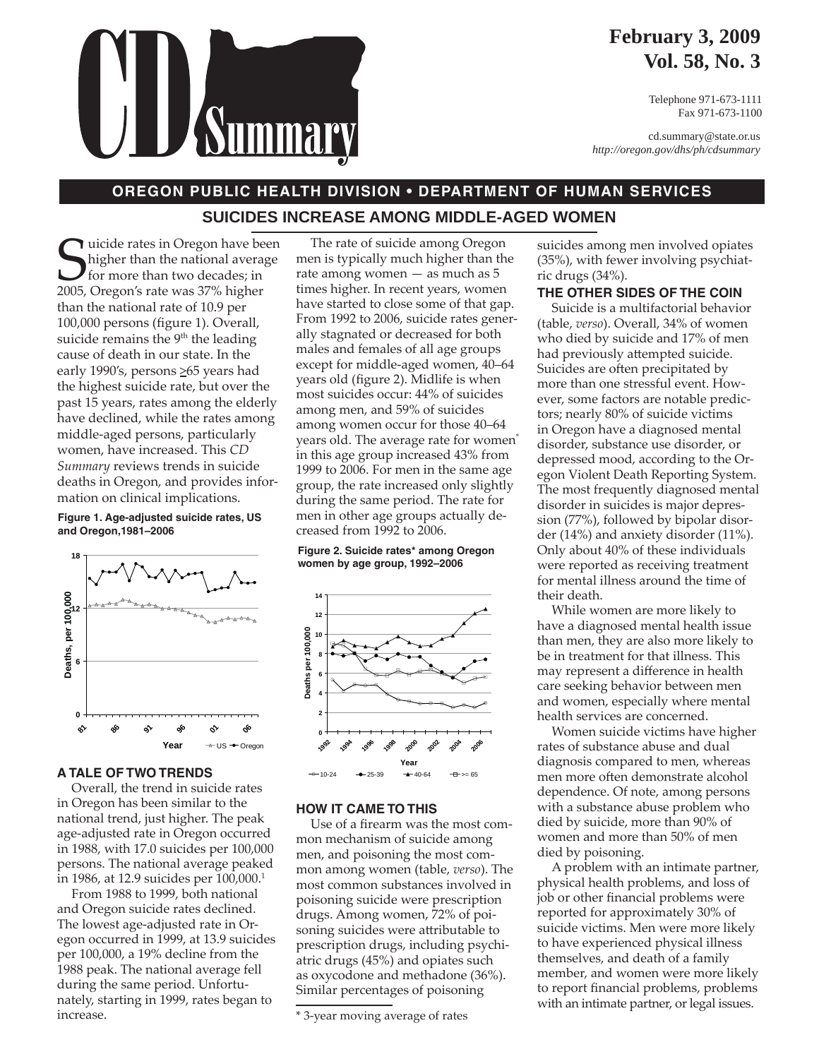# CD Summary

**February 3, 2009**
**Vol. 58, No. 3**

Telephone 971-673-1111
Fax 971-673-1100

cd.summary@state.or.us
*http://oregon.gov/dhs/ph/cdsummary*

**OREGON PUBLIC HEALTH DIVISION • DEPARTMENT OF HUMAN SERVICES**

## SUICIDES INCREASE AMONG MIDDLE-AGED WOMEN

Suicide rates in Oregon have been higher than the national average for more than two decades; in 2005, Oregon's rate was 37% higher than the national rate of 10.9 per 100,000 persons (figure 1). Overall, suicide remains the 9th leading cause of death in our state. In the early 1990's, persons ≥65 years had the highest suicide rate, but over the past 15 years, rates among the elderly have declined, while the rates among middle-aged persons, particularly women, have increased. This *CD Summary* reviews trends in suicide deaths in Oregon, and provides information on clinical implications.

**Figure 1. Age-adjusted suicide rates, US and Oregon,1981–2006**

### A TALE OF TWO TRENDS

Overall, the trend in suicide rates in Oregon has been similar to the national trend, just higher. The peak age-adjusted rate in Oregon occurred in 1988, with 17.0 suicides per 100,000 persons. The national average peaked in 1986, at 12.9 suicides per 100,000.[1]

From 1988 to 1999, both national and Oregon suicide rates declined. The lowest age-adjusted rate in Oregon occurred in 1999, at 13.9 suicides per 100,000, a 19% decline from the 1988 peak. The national average fell during the same period. Unfortunately, starting in 1999, rates began to increase.

The rate of suicide among Oregon men is typically much higher than the rate among women — as much as 5 times higher. In recent years, women have started to close some of that gap. From 1992 to 2006, suicide rates generally stagnated or decreased for both males and females of all age groups except for middle-aged women, 40–64 years old (figure 2). Midlife is when most suicides occur: 44% of suicides among men, and 59% of suicides among women occur for those 40–64 years old. The average rate for women* in this age group increased 43% from 1999 to 2006. For men in the same age group, the rate increased only slightly during the same period. The rate for men in other age groups actually decreased from 1992 to 2006.

**Figure 2. Suicide rates* among Oregon women by age group, 1992–2006**

### HOW IT CAME TO THIS

Use of a firearm was the most common mechanism of suicide among men, and poisoning the most common among women (table, *verso*). The most common substances involved in poisoning suicide were prescription drugs. Among women, 72% of poisoning suicides were attributable to prescription drugs, including psychiatric drugs (45%) and opiates such as oxycodone and methadone (36%). Similar percentages of poisoning suicides among men involved opiates (35%), with fewer involving psychiatric drugs (34%).

### THE OTHER SIDES OF THE COIN

Suicide is a multifactorial behavior (table, *verso*). Overall, 34% of women who died by suicide and 17% of men had previously attempted suicide. Suicides are often precipitated by more than one stressful event. However, some factors are notable predictors; nearly 80% of suicide victims in Oregon have a diagnosed mental disorder, substance use disorder, or depressed mood, according to the Oregon Violent Death Reporting System. The most frequently diagnosed mental disorder in suicides is major depression (77%), followed by bipolar disorder (14%) and anxiety disorder (11%). Only about 40% of these individuals were reported as receiving treatment for mental illness around the time of their death.

While women are more likely to have a diagnosed mental health issue than men, they are also more likely to be in treatment for that illness. This may represent a difference in health care seeking behavior between men and women, especially where mental health services are concerned.

Women suicide victims have higher rates of substance abuse and dual diagnosis compared to men, whereas men more often demonstrate alcohol dependence. Of note, among persons with a substance abuse problem who died by suicide, more than 90% of women and more than 50% of men died by poisoning.

A problem with an intimate partner, physical health problems, and loss of job or other financial problems were reported for approximately 30% of suicide victims. Men were more likely to have experienced physical illness themselves, and death of a family member, and women were more likely to report financial problems, problems with an intimate partner, or legal issues.

\* 3-year moving average of rates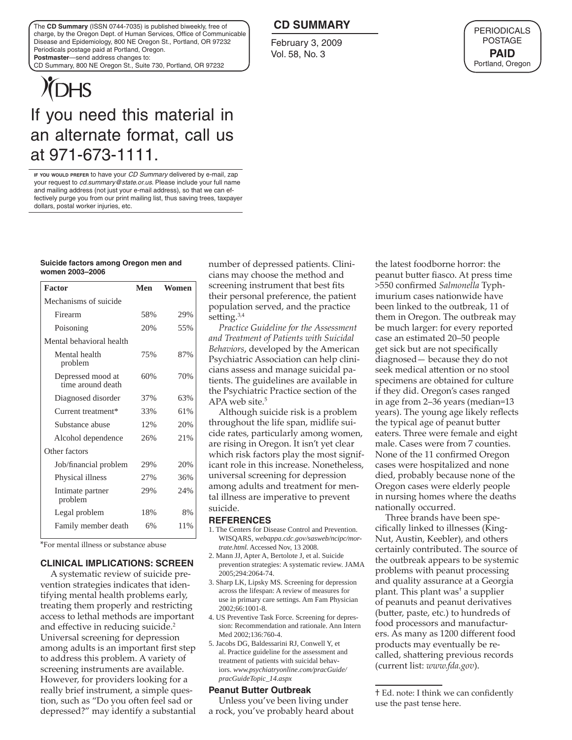The **CD Summary** (ISSN 0744-7035) is published biweekly, free of charge, by the Oregon Dept. of Human Services, Office of Communicable Disease and Epidemiology, 800 NE Oregon St., Portland, OR 97232
Periodicals postage paid at Portland, Oregon.
**Postmaster**—send address changes to:
CD Summary, 800 NE Oregon St., Suite 730, Portland, OR 97232

**CD SUMMARY**

February 3, 2009
Vol. 58, No. 3

PERIODICALS POSTAGE **PAID** Portland, Oregon

DHS

If you need this material in an alternate format, call us at 971-673-1111.

IF YOU WOULD PREFER to have your *CD Summary* delivered by e-mail, zap your request to *cd.summary@state.or.us*. Please include your full name and mailing address (not just your e-mail address), so that we can effectively purge you from our print mailing list, thus saving trees, taxpayer dollars, postal worker injuries, etc.

**Suicide factors among Oregon men and women 2003–2006**

| Factor | Men | Women |
|---|---|---|
| Mechanisms of suicide | | |
| Firearm | 58% | 29% |
| Poisoning | 20% | 55% |
| Mental behavioral health | | |
| Mental health problem | 75% | 87% |
| Depressed mood at time around death | 60% | 70% |
| Diagnosed disorder | 37% | 63% |
| Current treatment* | 33% | 61% |
| Substance abuse | 12% | 20% |
| Alcohol dependence | 26% | 21% |
| Other factors | | |
| Job/financial problem | 29% | 20% |
| Physical illness | 27% | 36% |
| Intimate partner problem | 29% | 24% |
| Legal problem | 18% | 8% |
| Family member death | 6% | 11% |

*For mental illness or substance abuse

### CLINICAL IMPLICATIONS: SCREEN

A systematic review of suicide prevention strategies indicates that identifying mental health problems early, treating them properly and restricting access to lethal methods are important and effective in reducing suicide.[2] Universal screening for depression among adults is an important first step to address this problem. A variety of screening instruments are available. However, for providers looking for a really brief instrument, a simple question, such as "Do you often feel sad or depressed?" may identify a substantial number of depressed patients. Clinicians may choose the method and screening instrument that best fits their personal preference, the patient population served, and the practice setting.[3,4]

*Practice Guideline for the Assessment and Treatment of Patients with Suicidal Behaviors*, developed by the American Psychiatric Association can help clinicians assess and manage suicidal patients. The guidelines are available in the Psychiatric Practice section of the APA web site.[5]

Although suicide risk is a problem throughout the life span, midlife suicide rates, particularly among women, are rising in Oregon. It isn't yet clear which risk factors play the most significant role in this increase. Nonetheless, universal screening for depression among adults and treatment for mental illness are imperative to prevent suicide.

### REFERENCES

1. The Centers for Disease Control and Prevention. WISQARS, *webappa.cdc.gov/sasweb/ncipc/mortrate.html.* Accessed Nov, 13 2008.
2. Mann JJ, Apter A, Bertolote J, et al. Suicide prevention strategies: A systematic review. JAMA 2005;294:2064-74.
3. Sharp LK, Lipsky MS. Screening for depression across the lifespan: A review of measures for use in primary care settings. Am Fam Physician 2002;66:1001-8.
4. US Preventive Task Force. Screening for depression: Recommendation and rationale. Ann Intern Med 2002;136:760-4.
5. Jacobs DG, Baldessarini RJ, Conwell Y, et al. Practice guideline for the assessment and treatment of patients with suicidal behaviors. *www.psychiatryonline.com/pracGuide/pracGuideTopic_14.aspx*

### Peanut Butter Outbreak

Unless you've been living under a rock, you've probably heard about the latest foodborne horror: the peanut butter fiasco. At press time >550 confirmed *Salmonella* Typhimurium cases nationwide have been linked to the outbreak, 11 of them in Oregon. The outbreak may be much larger: for every reported case an estimated 20–50 people get sick but are not specifically diagnosed— because they do not seek medical attention or no stool specimens are obtained for culture if they did. Oregon's cases ranged in age from 2–36 years (median=13 years). The young age likely reflects the typical age of peanut butter eaters. Three were female and eight male. Cases were from 7 counties. None of the 11 confirmed Oregon cases were hospitalized and none died, probably because none of the Oregon cases were elderly people in nursing homes where the deaths nationally occurred.

Three brands have been specifically linked to illnesses (King-Nut, Austin, Keebler), and others certainly contributed. The source of the outbreak appears to be systemic problems with peanut processing and quality assurance at a Georgia plant. This plant was† a supplier of peanuts and peanut derivatives (butter, paste, etc.) to hundreds of food processors and manufacturers. As many as 1200 different food products may eventually be recalled, shattering previous records (current list: *www.fda.gov*).

† Ed. note: I think we can confidently use the past tense here.